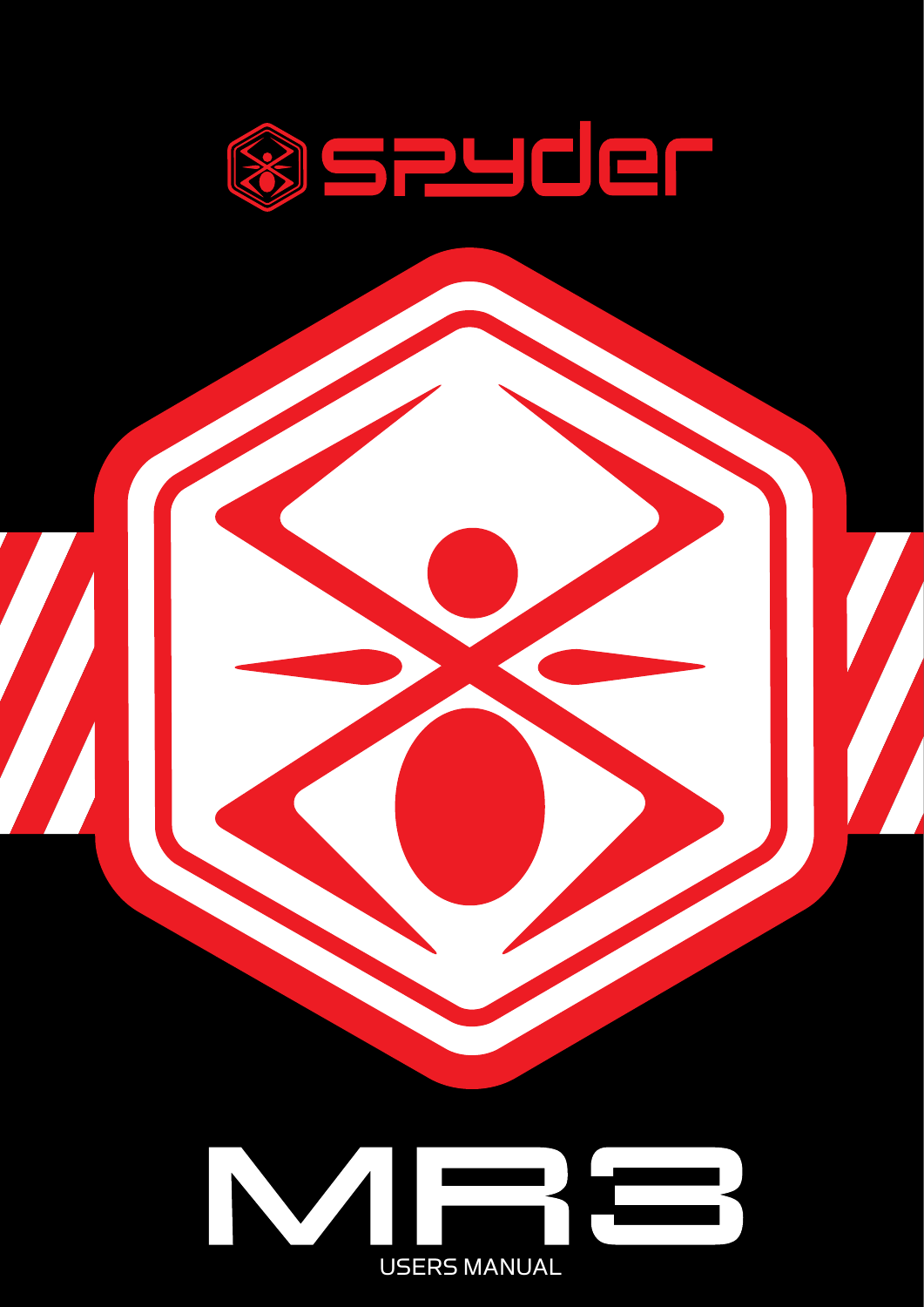spyder

# MR3

USERS MANUAL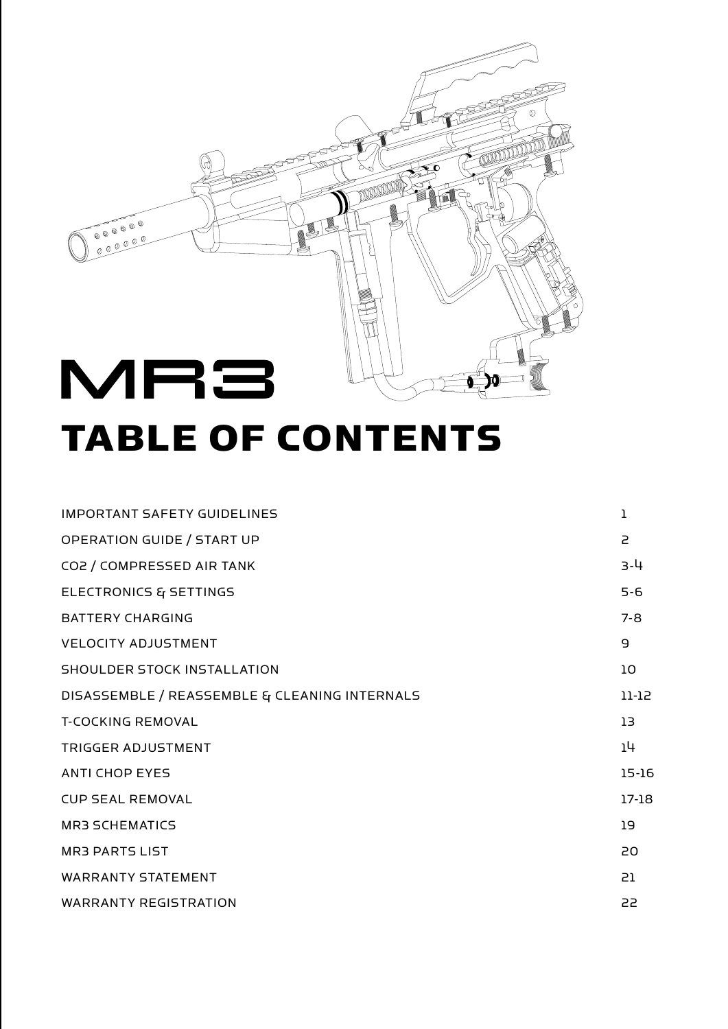# MR3

## TABLE OF CONTENTS

| | |
|---|---|
| IMPORTANT SAFETY GUIDELINES | 1 |
| OPERATION GUIDE / START UP | 2 |
| CO2 / COMPRESSED AIR TANK | 3-4 |
| ELECTRONICS & SETTINGS | 5-6 |
| BATTERY CHARGING | 7-8 |
| VELOCITY ADJUSTMENT | 9 |
| SHOULDER STOCK INSTALLATION | 10 |
| DISASSEMBLE / REASSEMBLE & CLEANING INTERNALS | 11-12 |
| T-COCKING REMOVAL | 13 |
| TRIGGER ADJUSTMENT | 14 |
| ANTI CHOP EYES | 15-16 |
| CUP SEAL REMOVAL | 17-18 |
| MR3 SCHEMATICS | 19 |
| MR3 PARTS LIST | 20 |
| WARRANTY STATEMENT | 21 |
| WARRANTY REGISTRATION | 22 |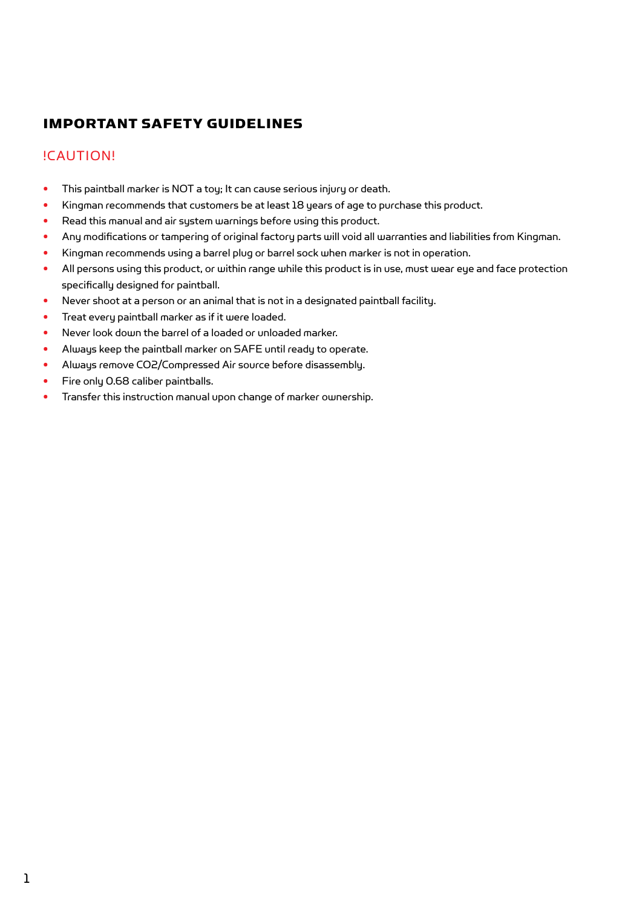## IMPORTANT SAFETY GUIDELINES

### !CAUTION!

- This paintball marker is NOT a toy; It can cause serious injury or death.
- Kingman recommends that customers be at least 18 years of age to purchase this product.
- Read this manual and air system warnings before using this product.
- Any modifications or tampering of original factory parts will void all warranties and liabilities from Kingman.
- Kingman recommends using a barrel plug or barrel sock when marker is not in operation.
- All persons using this product, or within range while this product is in use, must wear eye and face protection specifically designed for paintball.
- Never shoot at a person or an animal that is not in a designated paintball facility.
- Treat every paintball marker as if it were loaded.
- Never look down the barrel of a loaded or unloaded marker.
- Always keep the paintball marker on SAFE until ready to operate.
- Always remove CO2/Compressed Air source before disassembly.
- Fire only 0.68 caliber paintballs.
- Transfer this instruction manual upon change of marker ownership.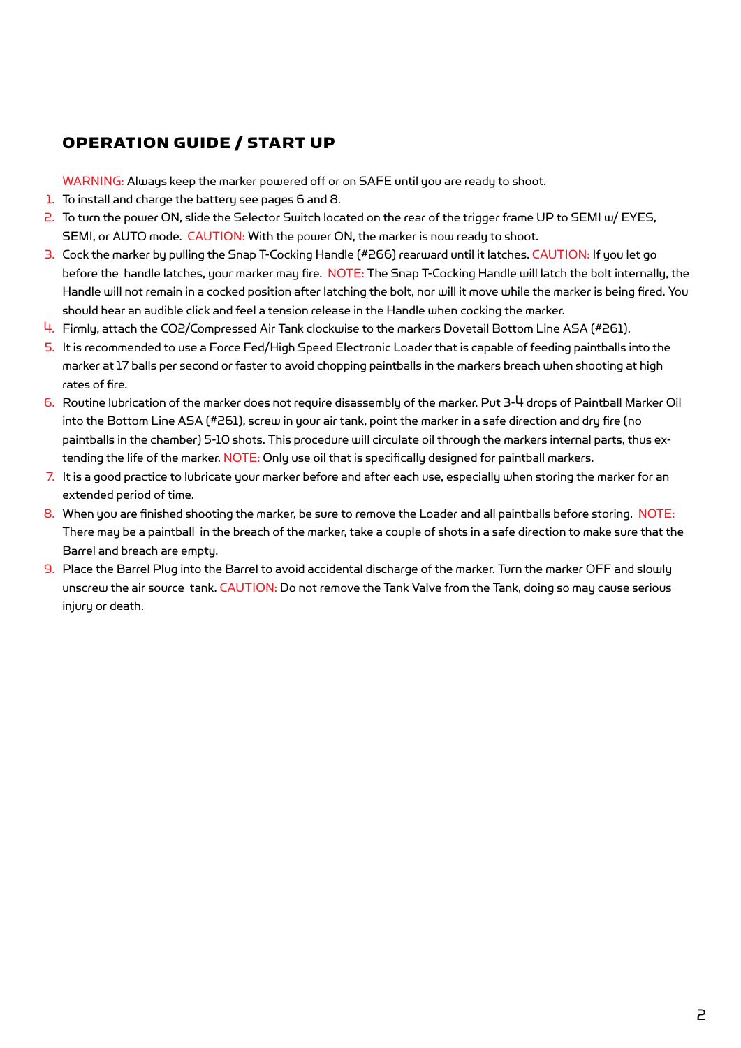## OPERATION GUIDE / START UP

WARNING: Always keep the marker powered off or on SAFE until you are ready to shoot.

1. To install and charge the battery see pages 6 and 8.
2. To turn the power ON, slide the Selector Switch located on the rear of the trigger frame UP to SEMI w/ EYES, SEMI, or AUTO mode. CAUTION: With the power ON, the marker is now ready to shoot.
3. Cock the marker by pulling the Snap T-Cocking Handle (#266) rearward until it latches. CAUTION: If you let go before the handle latches, your marker may fire. NOTE: The Snap T-Cocking Handle will latch the bolt internally, the Handle will not remain in a cocked position after latching the bolt, nor will it move while the marker is being fired. You should hear an audible click and feel a tension release in the Handle when cocking the marker.
4. Firmly, attach the CO2/Compressed Air Tank clockwise to the markers Dovetail Bottom Line ASA (#261).
5. It is recommended to use a Force Fed/High Speed Electronic Loader that is capable of feeding paintballs into the marker at 17 balls per second or faster to avoid chopping paintballs in the markers breach when shooting at high rates of fire.
6. Routine lubrication of the marker does not require disassembly of the marker. Put 3-4 drops of Paintball Marker Oil into the Bottom Line ASA (#261), screw in your air tank, point the marker in a safe direction and dry fire (no paintballs in the chamber) 5-10 shots. This procedure will circulate oil through the markers internal parts, thus extending the life of the marker. NOTE: Only use oil that is specifically designed for paintball markers.
7. It is a good practice to lubricate your marker before and after each use, especially when storing the marker for an extended period of time.
8. When you are finished shooting the marker, be sure to remove the Loader and all paintballs before storing. NOTE: There may be a paintball in the breach of the marker, take a couple of shots in a safe direction to make sure that the Barrel and breach are empty.
9. Place the Barrel Plug into the Barrel to avoid accidental discharge of the marker. Turn the marker OFF and slowly unscrew the air source tank. CAUTION: Do not remove the Tank Valve from the Tank, doing so may cause serious injury or death.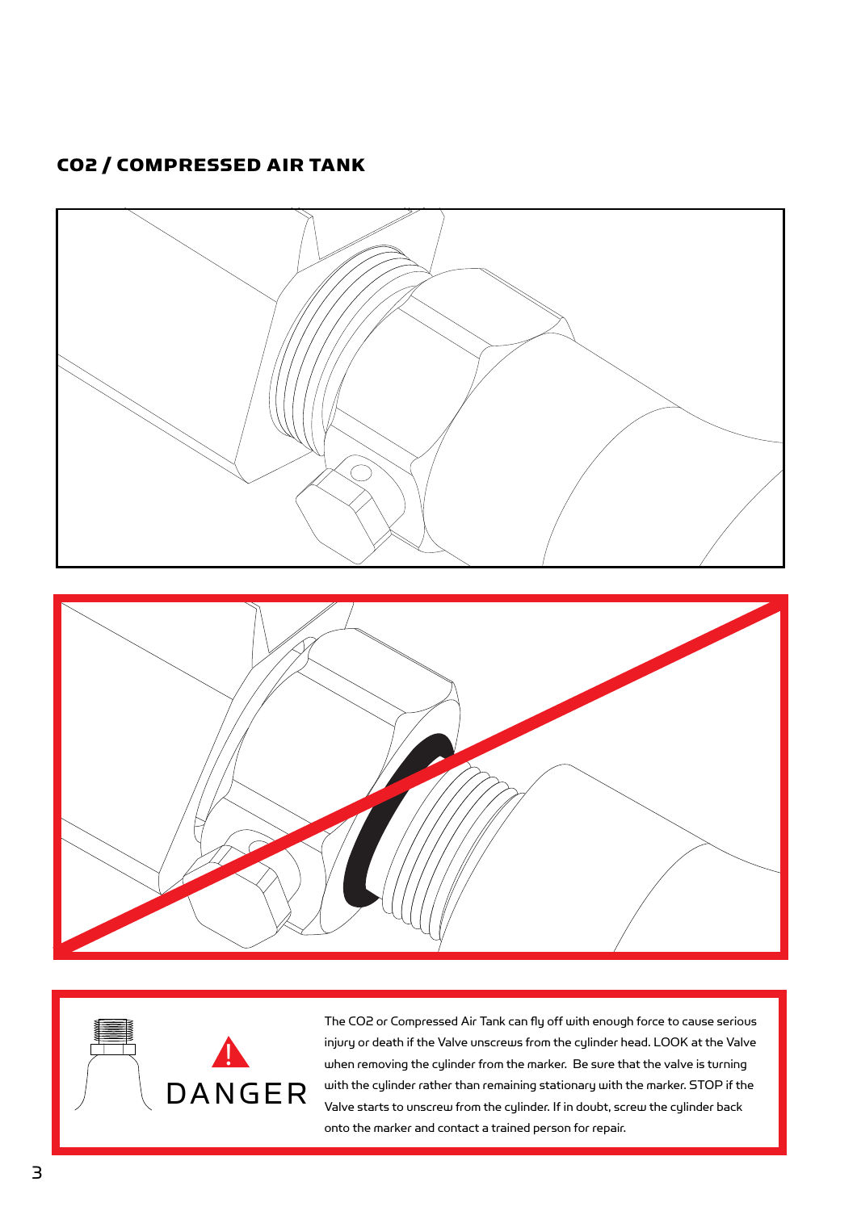## CO2 / COMPRESSED AIR TANK

DANGER

The CO2 or Compressed Air Tank can fly off with enough force to cause serious injury or death if the Valve unscrews from the cylinder head. LOOK at the Valve when removing the cylinder from the marker. Be sure that the valve is turning with the cylinder rather than remaining stationary with the marker. STOP if the Valve starts to unscrew from the cylinder. If in doubt, screw the cylinder back onto the marker and contact a trained person for repair.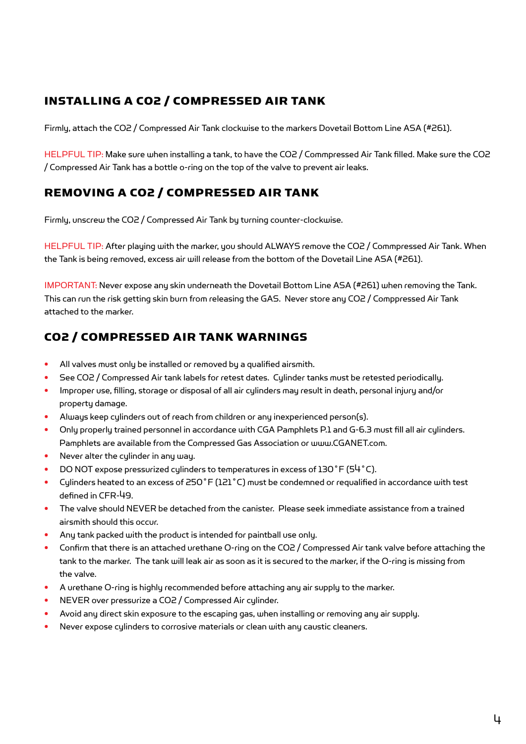## INSTALLING A $CO_2$ / COMPRESSED AIR TANK

Firmly, attach the $CO_2$ / Compressed Air Tank clockwise to the markers Dovetail Bottom Line ASA (#261).

HELPFUL TIP: Make sure when installing a tank, to have the $CO_2$ / Commpressed Air Tank filled. Make sure the $CO_2$ / Compressed Air Tank has a bottle o-ring on the top of the valve to prevent air leaks.

## REMOVING A $CO_2$ / COMPRESSED AIR TANK

Firmly, unscrew the $CO_2$ / Compressed Air Tank by turning counter-clockwise.

HELPFUL TIP: After playing with the marker, you should ALWAYS remove the $CO_2$ / Commpressed Air Tank. When the Tank is being removed, excess air will release from the bottom of the Dovetail Line ASA (#261).

IMPORTANT: Never expose any skin underneath the Dovetail Bottom Line ASA (#261) when removing the Tank. This can run the risk getting skin burn from releasing the GAS. Never store any $CO_2$ / Comppressed Air Tank attached to the marker.

## $CO_2$ / COMPRESSED AIR TANK WARNINGS

- All valves must only be installed or removed by a qualified airsmith.
- See $CO_2$ / Compressed Air tank labels for retest dates. Cylinder tanks must be retested periodically.
- Improper use, filling, storage or disposal of all air cylinders may result in death, personal injury and/or property damage.
- Always keep cylinders out of reach from children or any inexperienced person(s).
- Only properly trained personnel in accordance with CGA Pamphlets P.1 and G-6.3 must fill all air cylinders. Pamphlets are available from the Compressed Gas Association or www.CGANET.com.
- Never alter the cylinder in any way.
- DO NOT expose pressurized cylinders to temperatures in excess of 130˚F (54˚C).
- Cylinders heated to an excess of 250˚F (121˚C) must be condemned or requalified in accordance with test defined in CFR-49.
- The valve should NEVER be detached from the canister. Please seek immediate assistance from a trained airsmith should this occur.
- Any tank packed with the product is intended for paintball use only.
- Confirm that there is an attached urethane O-ring on the $CO_2$ / Compressed Air tank valve before attaching the tank to the marker. The tank will leak air as soon as it is secured to the marker, if the O-ring is missing from the valve.
- A urethane O-ring is highly recommended before attaching any air supply to the marker.
- NEVER over pressurize a $CO_2$ / Compressed Air cylinder.
- Avoid any direct skin exposure to the escaping gas, when installing or removing any air supply.
- Never expose cylinders to corrosive materials or clean with any caustic cleaners.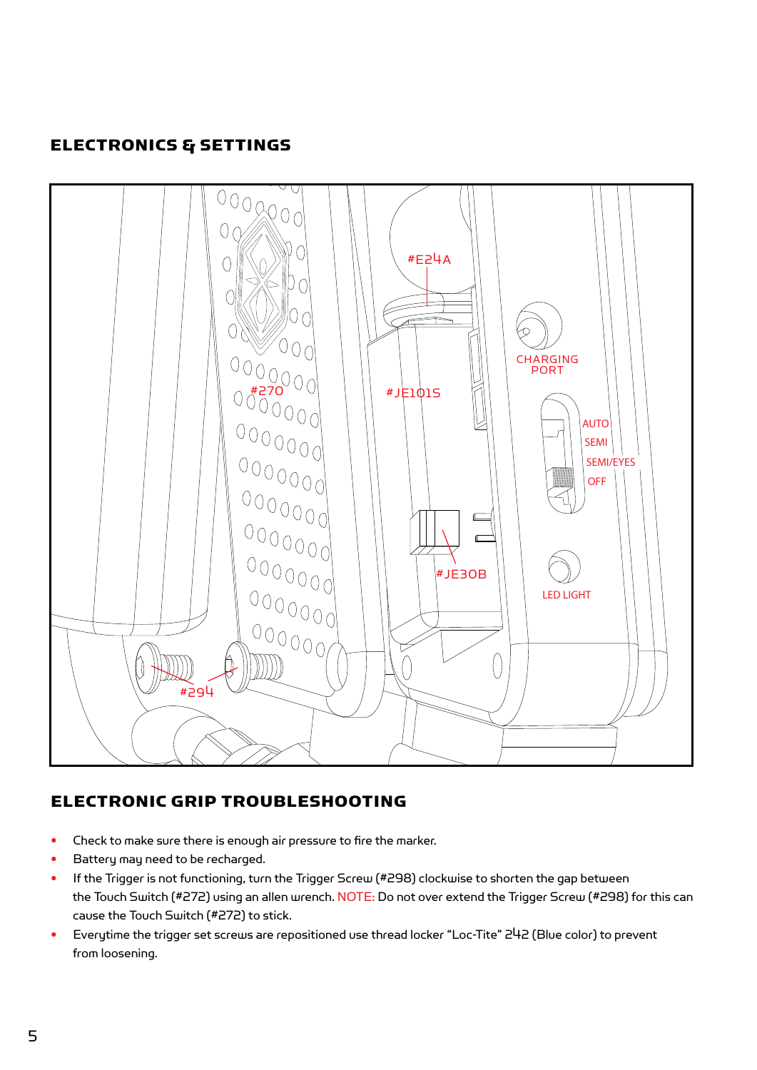## ELECTRONICS & SETTINGS

#E24A

#JE101S

#270

CHARGING PORT

AUTO
SEMI
SEMI/EYES
OFF

#JE30B

LED LIGHT

#294

## ELECTRONIC GRIP TROUBLESHOOTING

- Check to make sure there is enough air pressure to fire the marker.
- Battery may need to be recharged.
- If the Trigger is not functioning, turn the Trigger Screw (#298) clockwise to shorten the gap between the Touch Switch (#272) using an allen wrench. NOTE: Do not over extend the Trigger Screw (#298) for this can cause the Touch Switch (#272) to stick.
- Everytime the trigger set screws are repositioned use thread locker "Loc-Tite" 242 (Blue color) to prevent from loosening.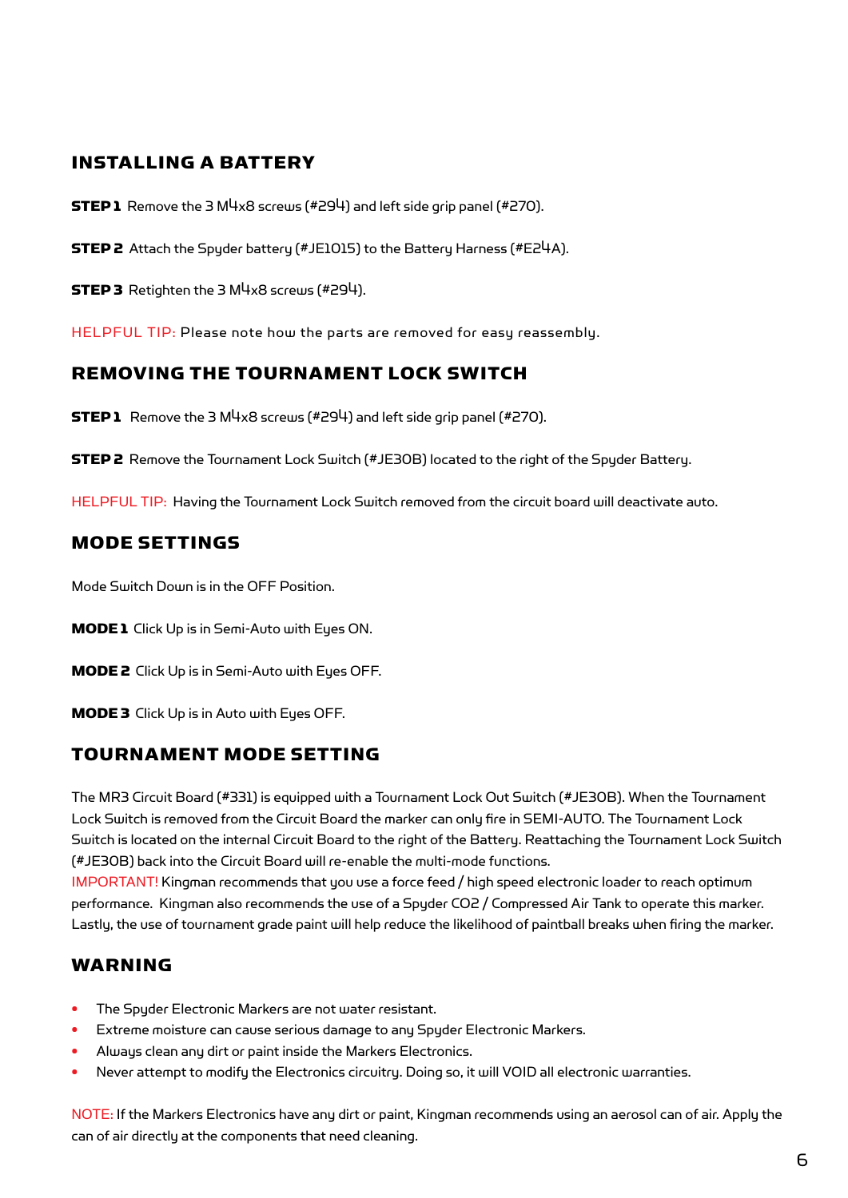## INSTALLING A BATTERY

**STEP 1** Remove the 3 M4x8 screws (#294) and left side grip panel (#270).

**STEP 2** Attach the Spyder battery (#JE1015) to the Battery Harness (#E24A).

**STEP 3** Retighten the 3 M4x8 screws (#294).

HELPFUL TIP: Please note how the parts are removed for easy reassembly.

## REMOVING THE TOURNAMENT LOCK SWITCH

**STEP 1** Remove the 3 M4x8 screws (#294) and left side grip panel (#270).

**STEP 2** Remove the Tournament Lock Switch (#JE30B) located to the right of the Spyder Battery.

HELPFUL TIP: Having the Tournament Lock Switch removed from the circuit board will deactivate auto.

## MODE SETTINGS

Mode Switch Down is in the OFF Position.

**MODE 1** Click Up is in Semi-Auto with Eyes ON.

**MODE 2** Click Up is in Semi-Auto with Eyes OFF.

**MODE 3** Click Up is in Auto with Eyes OFF.

## TOURNAMENT MODE SETTING

The MR3 Circuit Board (#331) is equipped with a Tournament Lock Out Switch (#JE30B). When the Tournament Lock Switch is removed from the Circuit Board the marker can only fire in SEMI-AUTO. The Tournament Lock Switch is located on the internal Circuit Board to the right of the Battery. Reattaching the Tournament Lock Switch (#JE30B) back into the Circuit Board will re-enable the multi-mode functions.
IMPORTANT! Kingman recommends that you use a force feed / high speed electronic loader to reach optimum performance. Kingman also recommends the use of a Spyder CO2 / Compressed Air Tank to operate this marker. Lastly, the use of tournament grade paint will help reduce the likelihood of paintball breaks when firing the marker.

## WARNING

- The Spyder Electronic Markers are not water resistant.
- Extreme moisture can cause serious damage to any Spyder Electronic Markers.
- Always clean any dirt or paint inside the Markers Electronics.
- Never attempt to modify the Electronics circuitry. Doing so, it will VOID all electronic warranties.

NOTE: If the Markers Electronics have any dirt or paint, Kingman recommends using an aerosol can of air. Apply the can of air directly at the components that need cleaning.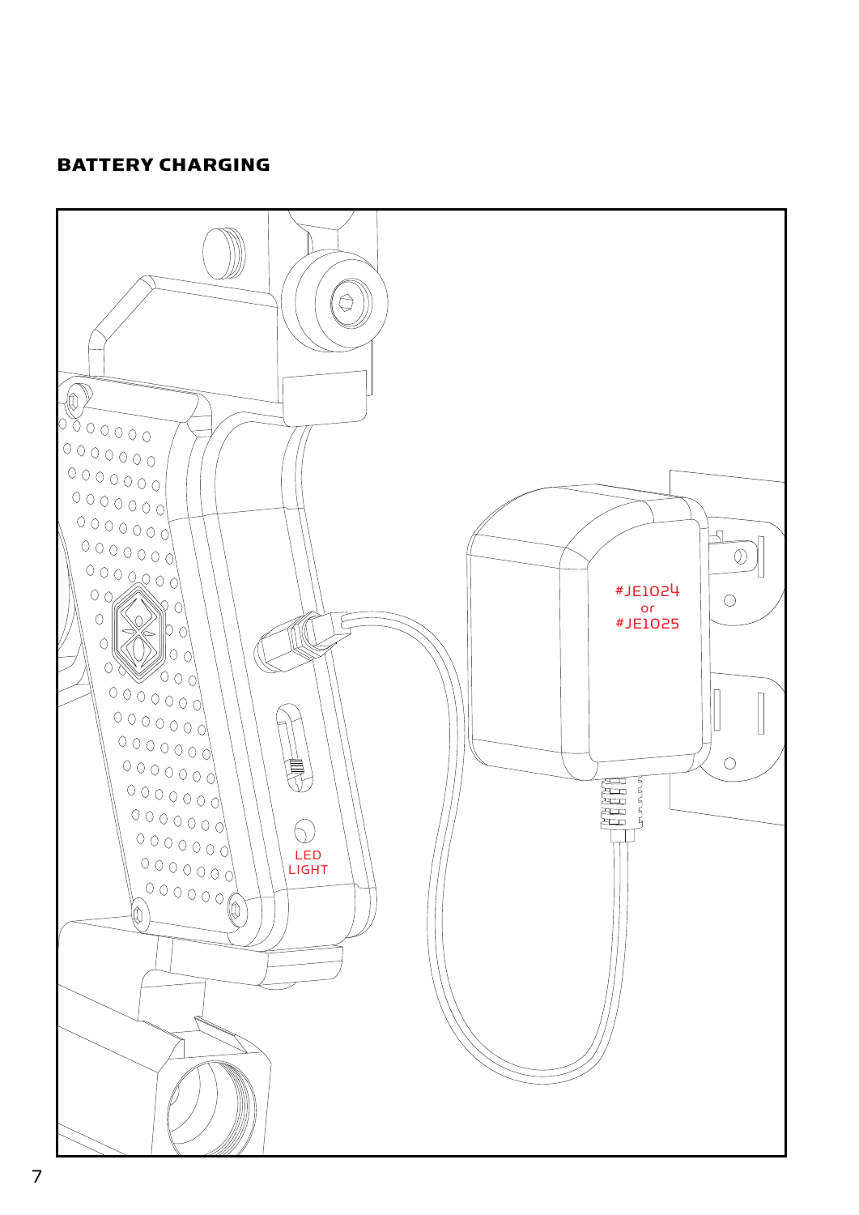## BATTERY CHARGING

#JE1024
or
#JE1025

LED
LIGHT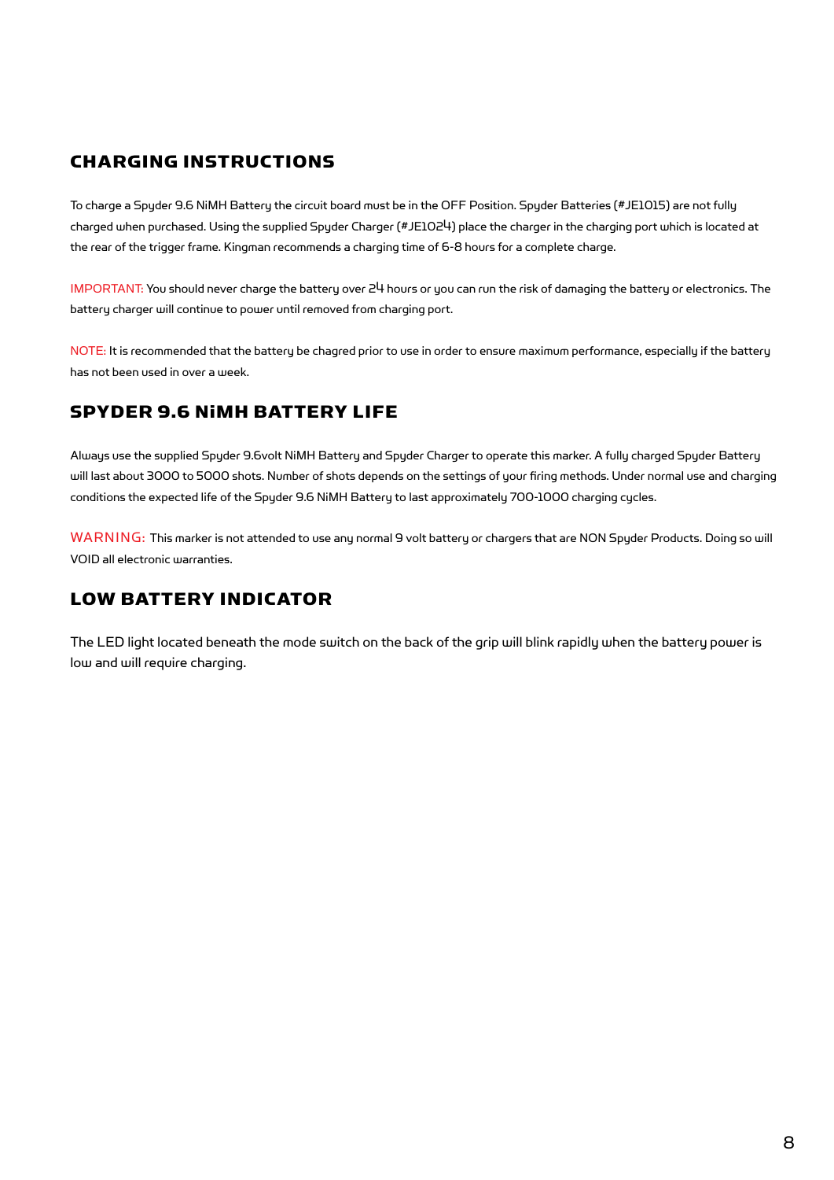## CHARGING INSTRUCTIONS

To charge a Spyder 9.6 NiMH Battery the circuit board must be in the OFF Position. Spyder Batteries (#JE1015) are not fully charged when purchased. Using the supplied Spyder Charger (#JE1024) place the charger in the charging port which is located at the rear of the trigger frame. Kingman recommends a charging time of 6-8 hours for a complete charge.

IMPORTANT: You should never charge the battery over 24 hours or you can run the risk of damaging the battery or electronics. The battery charger will continue to power until removed from charging port.

NOTE: It is recommended that the battery be chagred prior to use in order to ensure maximum performance, especially if the battery has not been used in over a week.

## SPYDER 9.6 NiMH BATTERY LIFE

Always use the supplied Spyder 9.6volt NiMH Battery and Spyder Charger to operate this marker. A fully charged Spyder Battery will last about 3000 to 5000 shots. Number of shots depends on the settings of your firing methods. Under normal use and charging conditions the expected life of the Spyder 9.6 NiMH Battery to last approximately 700-1000 charging cycles.

WARNING: This marker is not attended to use any normal 9 volt battery or chargers that are NON Spyder Products. Doing so will VOID all electronic warranties.

## LOW BATTERY INDICATOR

The LED light located beneath the mode switch on the back of the grip will blink rapidly when the battery power is low and will require charging.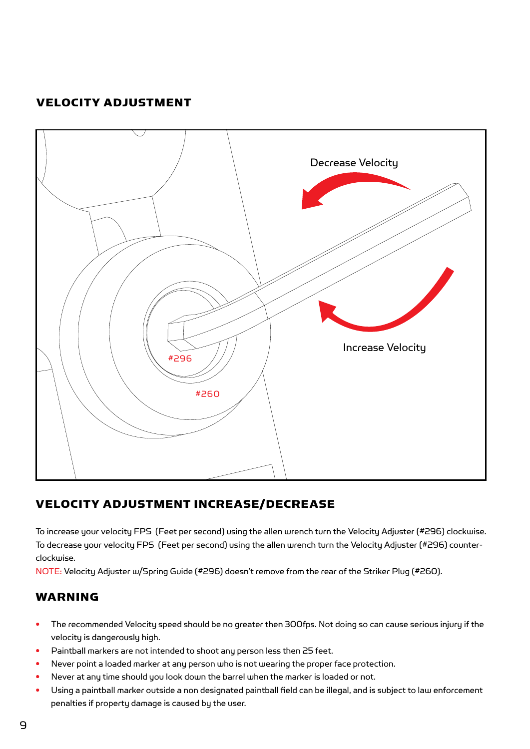## VELOCITY ADJUSTMENT

Decrease Velocity

Increase Velocity

#296

#260

## VELOCITY ADJUSTMENT INCREASE/DECREASE

To increase your velocity FPS (Feet per second) using the allen wrench turn the Velocity Adjuster (#296) clockwise. To decrease your velocity FPS (Feet per second) using the allen wrench turn the Velocity Adjuster (#296) counter-clockwise.

NOTE: Velocity Adjuster w/Spring Guide (#296) doesn't remove from the rear of the Striker Plug (#260).

## WARNING

- The recommended Velocity speed should be no greater then 300fps. Not doing so can cause serious injury if the velocity is dangerously high.
- Paintball markers are not intended to shoot any person less then 25 feet.
- Never point a loaded marker at any person who is not wearing the proper face protection.
- Never at any time should you look down the barrel when the marker is loaded or not.
- Using a paintball marker outside a non designated paintball field can be illegal, and is subject to law enforcement penalties if property damage is caused by the user.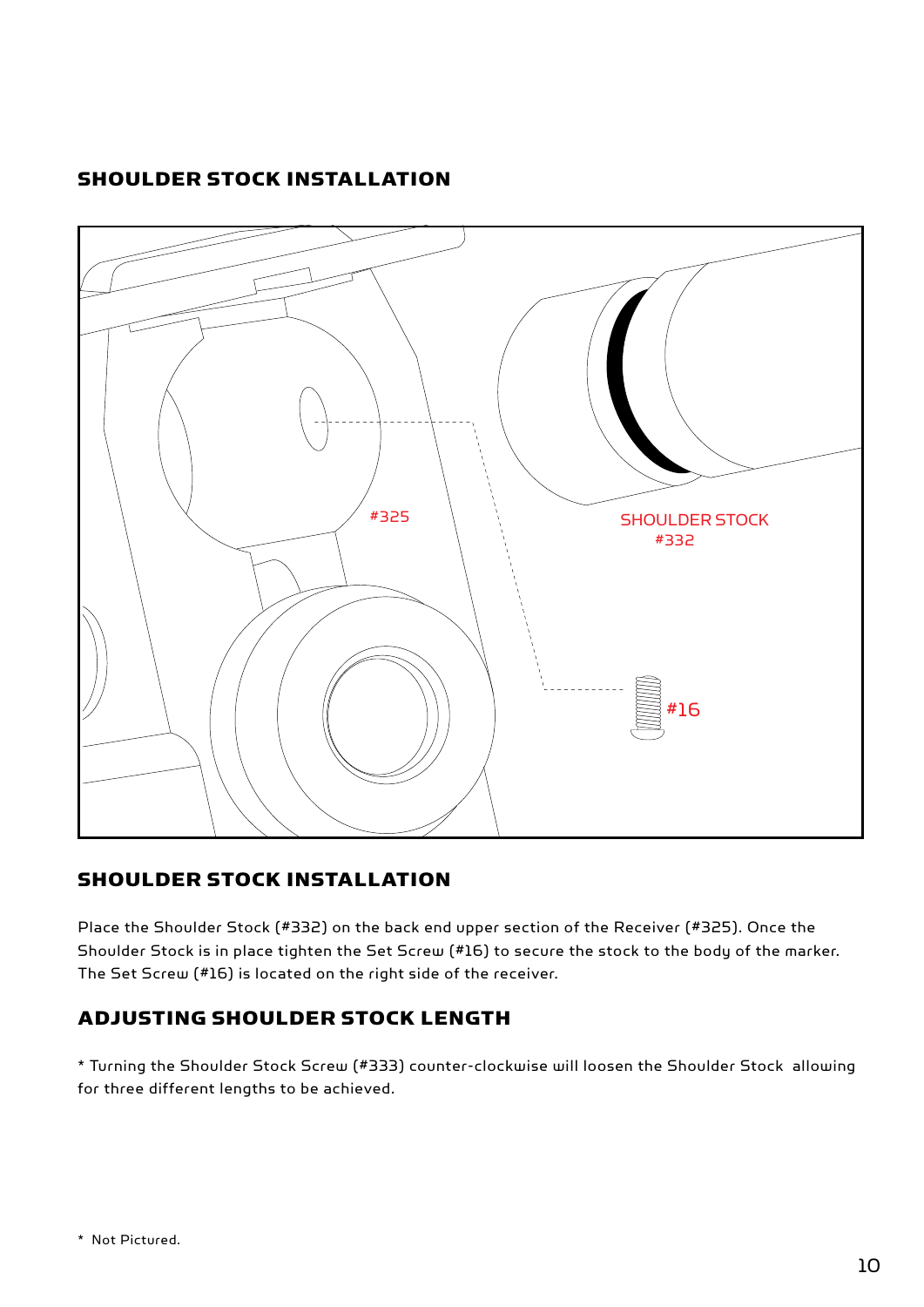## SHOULDER STOCK INSTALLATION

#325

SHOULDER STOCK
#332

#16

## SHOULDER STOCK INSTALLATION

Place the Shoulder Stock (#332) on the back end upper section of the Receiver (#325). Once the Shoulder Stock is in place tighten the Set Screw (#16) to secure the stock to the body of the marker. The Set Screw (#16) is located on the right side of the receiver.

## ADJUSTING SHOULDER STOCK LENGTH

* Turning the Shoulder Stock Screw (#333) counter-clockwise will loosen the Shoulder Stock allowing for three different lengths to be achieved.

* Not Pictured.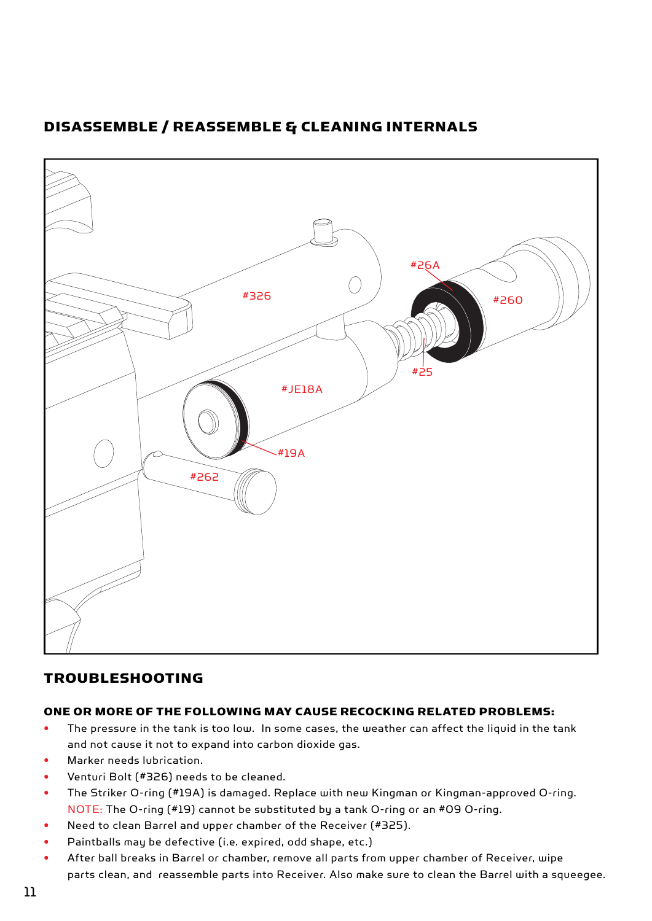## DISASSEMBLE / REASSEMBLE & CLEANING INTERNALS

#326

#26A

#260

#25

#JE18A

#19A

#262

## TROUBLESHOOTING

### ONE OR MORE OF THE FOLLOWING MAY CAUSE RECOCKING RELATED PROBLEMS:

- The pressure in the tank is too low. In some cases, the weather can affect the liquid in the tank and not cause it not to expand into carbon dioxide gas.
- Marker needs lubrication.
- Venturi Bolt (#326) needs to be cleaned.
- The Striker O-ring (#19A) is damaged. Replace with new Kingman or Kingman-approved O-ring. NOTE: The O-ring (#19) cannot be substituted by a tank O-ring or an #09 O-ring.
- Need to clean Barrel and upper chamber of the Receiver (#325).
- Paintballs may be defective (i.e. expired, odd shape, etc.)
- After ball breaks in Barrel or chamber, remove all parts from upper chamber of Receiver, wipe parts clean, and reassemble parts into Receiver. Also make sure to clean the Barrel with a squeegee.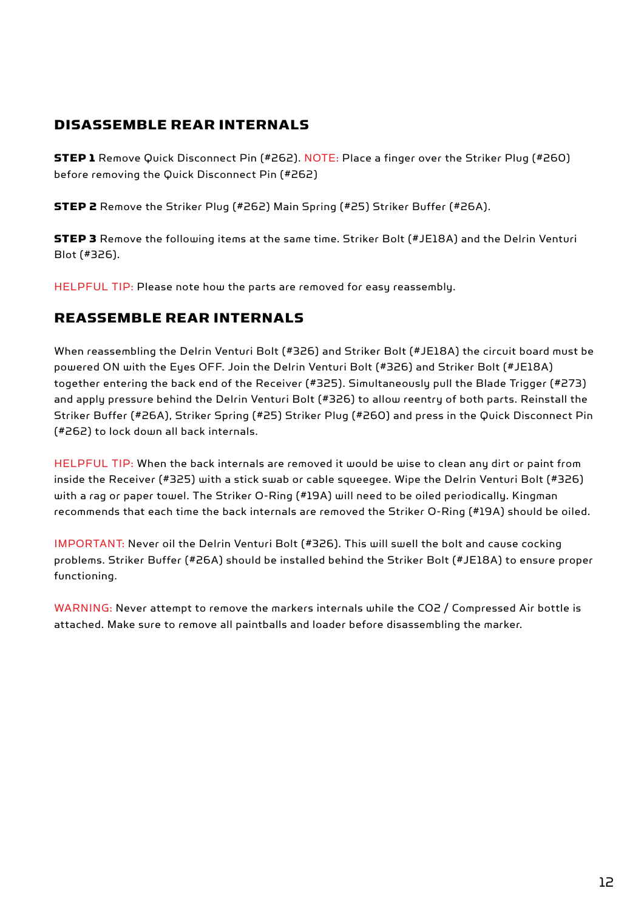## DISASSEMBLE REAR INTERNALS

**STEP 1** Remove Quick Disconnect Pin (#262). NOTE: Place a finger over the Striker Plug (#260) before removing the Quick Disconnect Pin (#262)

**STEP 2** Remove the Striker Plug (#262) Main Spring (#25) Striker Buffer (#26A).

**STEP 3** Remove the following items at the same time. Striker Bolt (#JE18A) and the Delrin Venturi Blot (#326).

HELPFUL TIP: Please note how the parts are removed for easy reassembly.

## REASSEMBLE REAR INTERNALS

When reassembling the Delrin Venturi Bolt (#326) and Striker Bolt (#JE18A) the circuit board must be powered ON with the Eyes OFF. Join the Delrin Venturi Bolt (#326) and Striker Bolt (#JE18A) together entering the back end of the Receiver (#325). Simultaneously pull the Blade Trigger (#273) and apply pressure behind the Delrin Venturi Bolt (#326) to allow reentry of both parts. Reinstall the Striker Buffer (#26A), Striker Spring (#25) Striker Plug (#260) and press in the Quick Disconnect Pin (#262) to lock down all back internals.

HELPFUL TIP: When the back internals are removed it would be wise to clean any dirt or paint from inside the Receiver (#325) with a stick swab or cable squeegee. Wipe the Delrin Venturi Bolt (#326) with a rag or paper towel. The Striker O-Ring (#19A) will need to be oiled periodically. Kingman recommends that each time the back internals are removed the Striker O-Ring (#19A) should be oiled.

IMPORTANT: Never oil the Delrin Venturi Bolt (#326). This will swell the bolt and cause cocking problems. Striker Buffer (#26A) should be installed behind the Striker Bolt (#JE18A) to ensure proper functioning.

WARNING: Never attempt to remove the markers internals while the $CO_2$ / Compressed Air bottle is attached. Make sure to remove all paintballs and loader before disassembling the marker.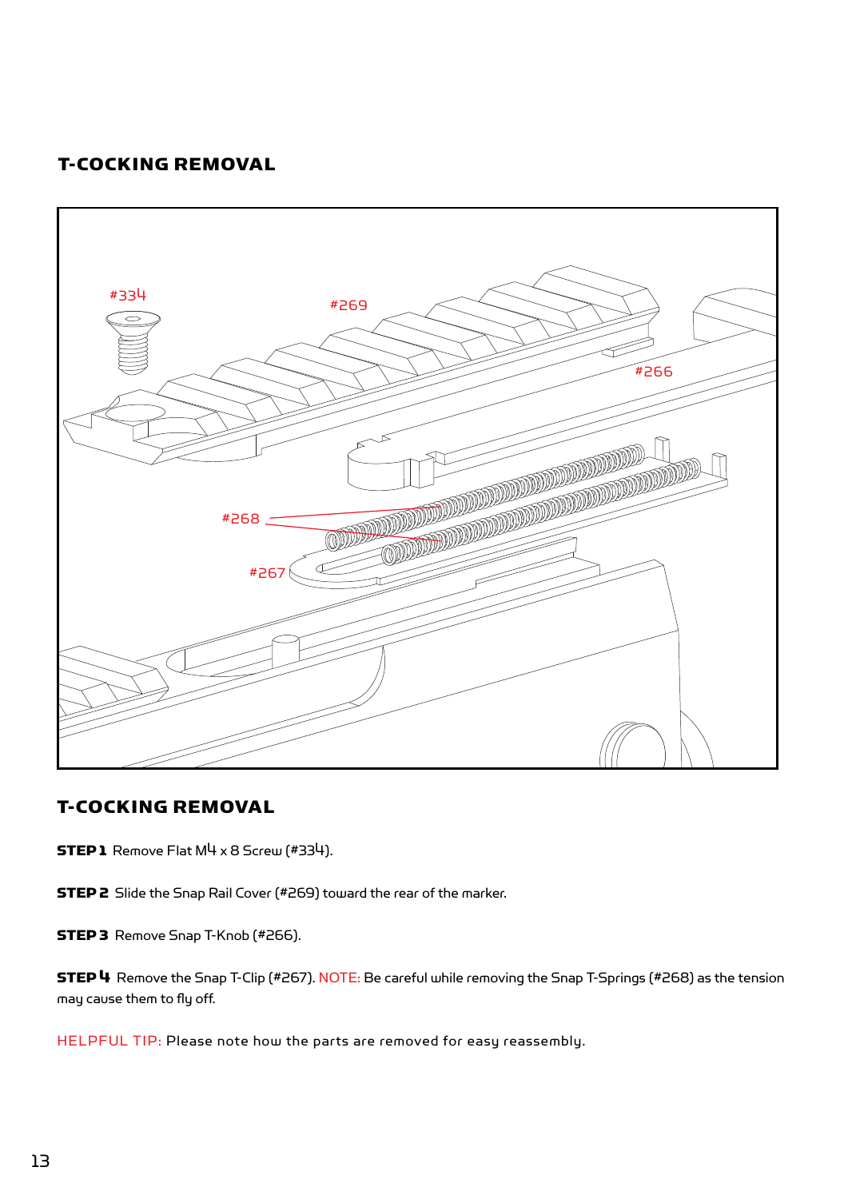## T-COCKING REMOVAL

#334 #269 #266 #268 #267

## T-COCKING REMOVAL

**STEP 1** Remove Flat M4 x 8 Screw (#334).

**STEP 2** Slide the Snap Rail Cover (#269) toward the rear of the marker.

**STEP 3** Remove Snap T-Knob (#266).

**STEP 4** Remove the Snap T-Clip (#267). NOTE: Be careful while removing the Snap T-Springs (#268) as the tension may cause them to fly off.

HELPFUL TIP: Please note how the parts are removed for easy reassembly.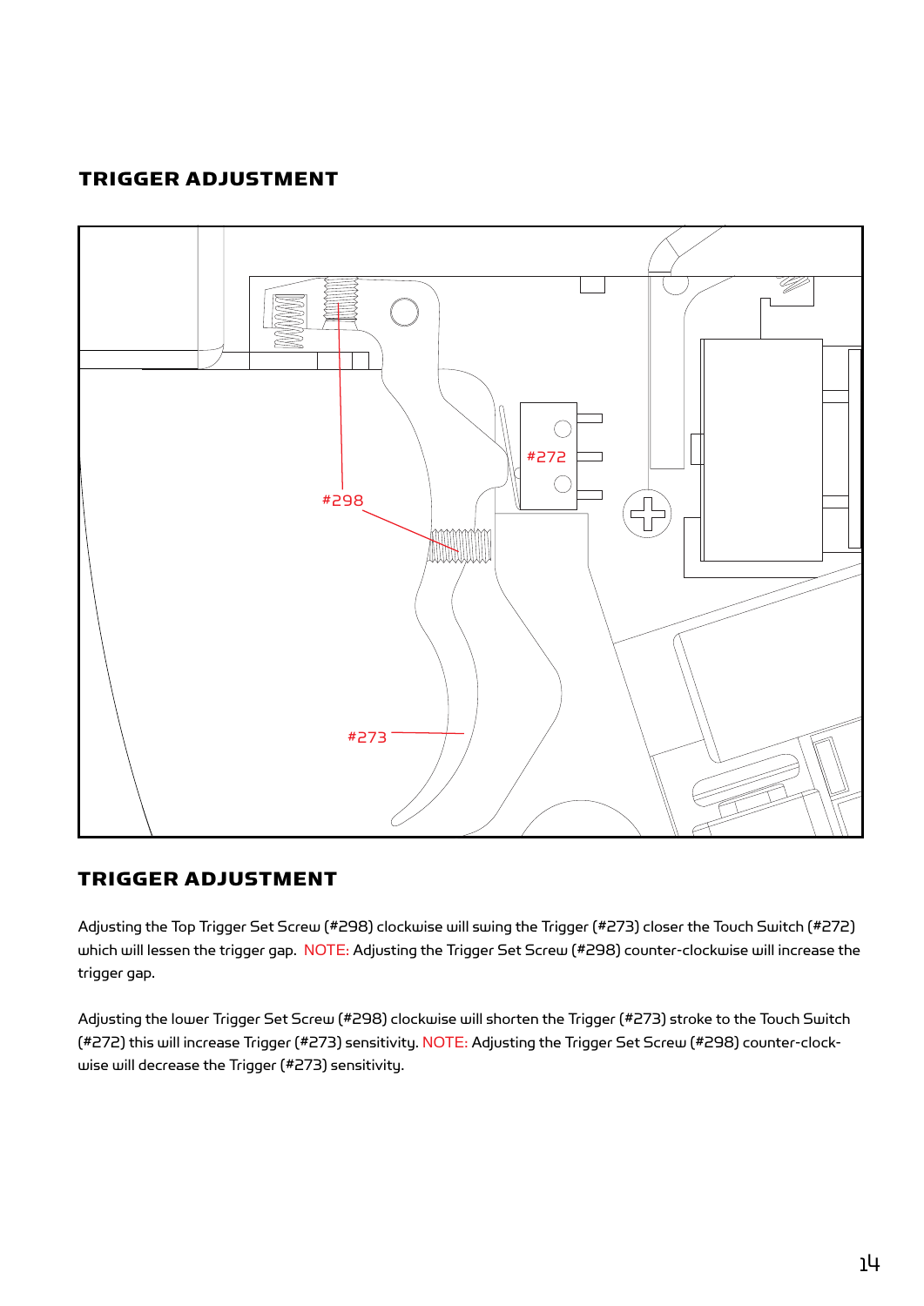## TRIGGER ADJUSTMENT

#298

#272

#273

## TRIGGER ADJUSTMENT

Adjusting the Top Trigger Set Screw (#298) clockwise will swing the Trigger (#273) closer the Touch Switch (#272) which will lessen the trigger gap. NOTE: Adjusting the Trigger Set Screw (#298) counter-clockwise will increase the trigger gap.

Adjusting the lower Trigger Set Screw (#298) clockwise will shorten the Trigger (#273) stroke to the Touch Switch (#272) this will increase Trigger (#273) sensitivity. NOTE: Adjusting the Trigger Set Screw (#298) counter-clockwise will decrease the Trigger (#273) sensitivity.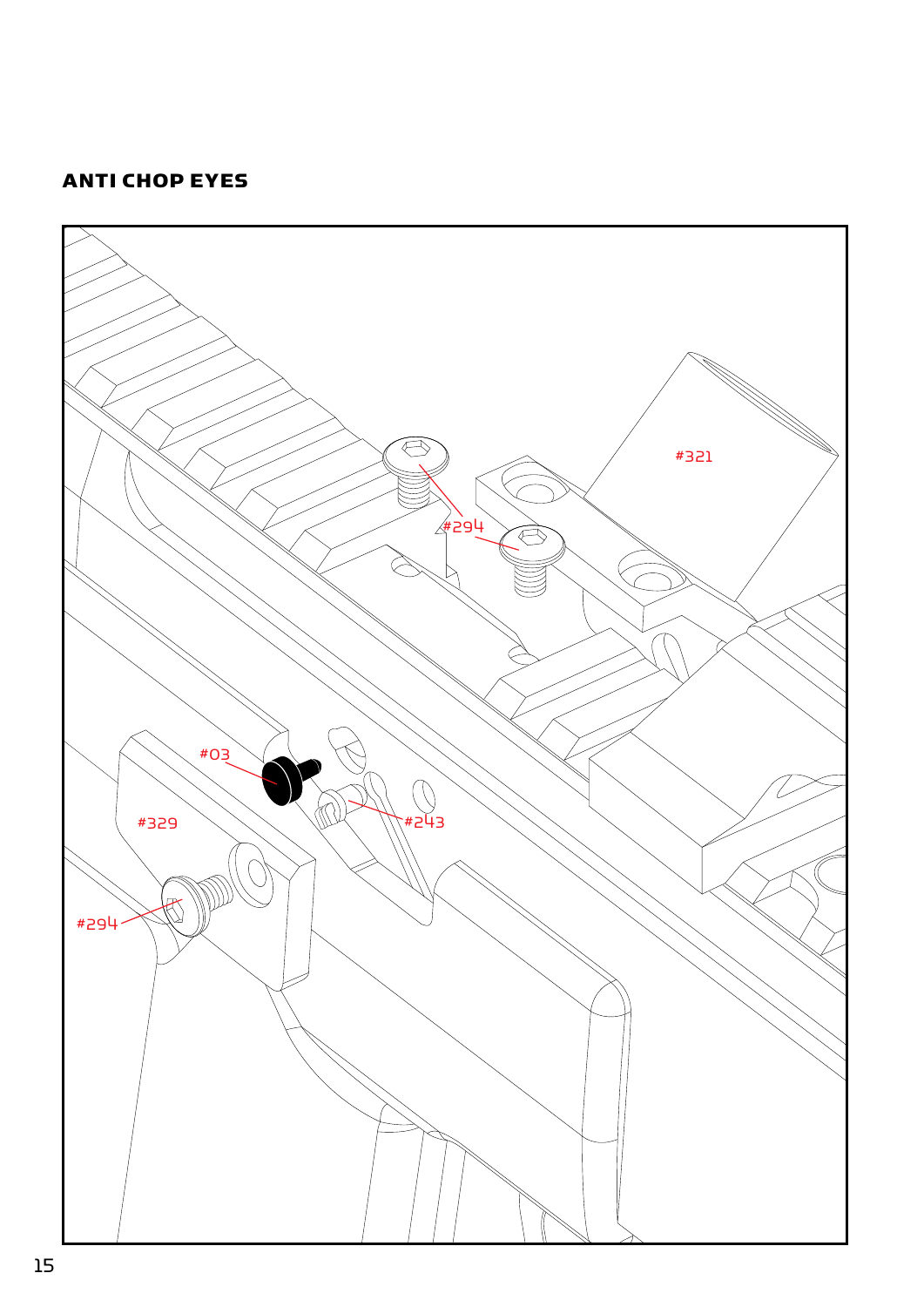## ANTI CHOP EYES

#321

#294

#294

#03

#329

#243

#294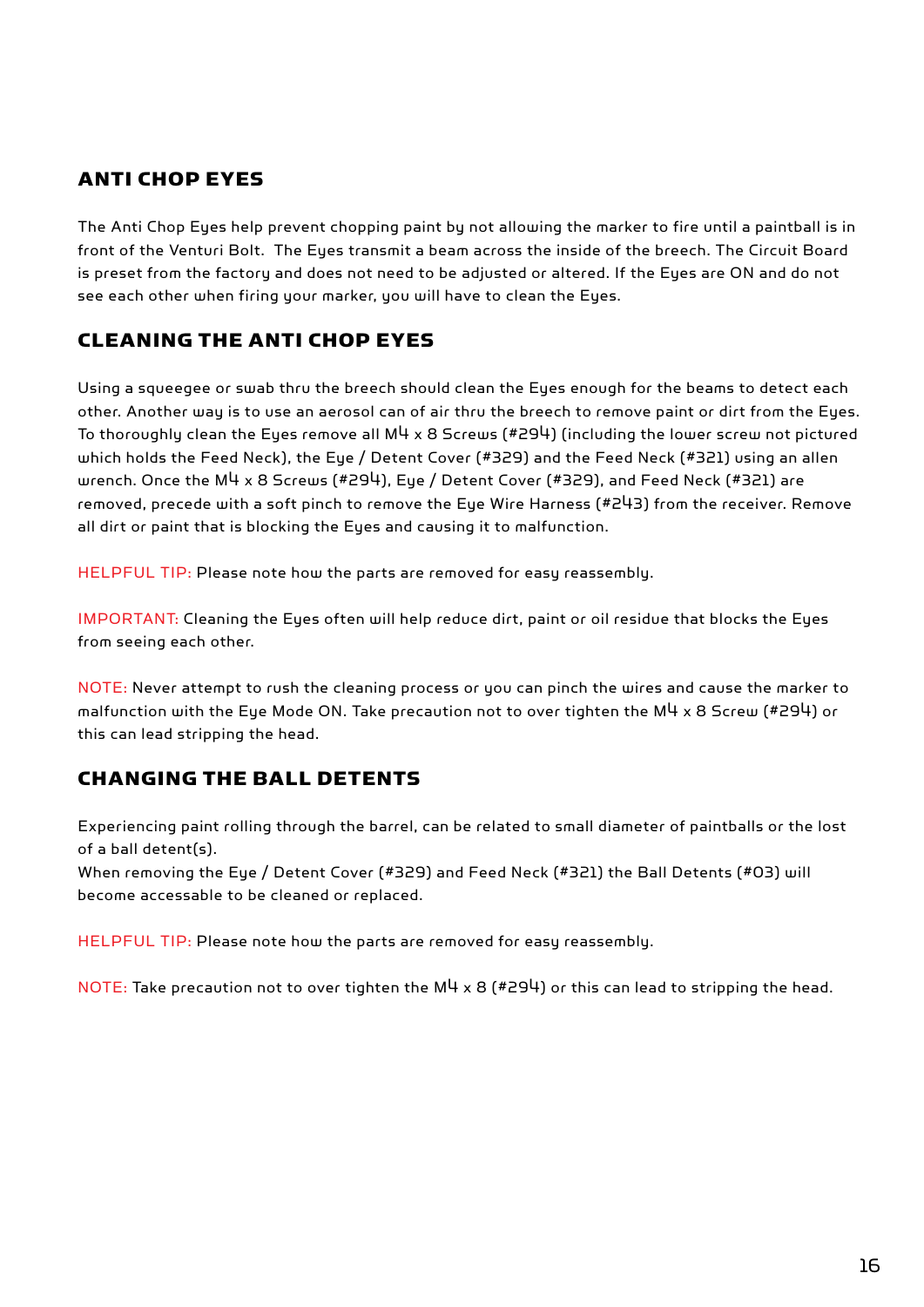## ANTI CHOP EYES

The Anti Chop Eyes help prevent chopping paint by not allowing the marker to fire until a paintball is in front of the Venturi Bolt. The Eyes transmit a beam across the inside of the breech. The Circuit Board is preset from the factory and does not need to be adjusted or altered. If the Eyes are ON and do not see each other when firing your marker, you will have to clean the Eyes.

## CLEANING THE ANTI CHOP EYES

Using a squeegee or swab thru the breech should clean the Eyes enough for the beams to detect each other. Another way is to use an aerosol can of air thru the breech to remove paint or dirt from the Eyes. To thoroughly clean the Eyes remove all M4 x 8 Screws (#294) (including the lower screw not pictured which holds the Feed Neck), the Eye / Detent Cover (#329) and the Feed Neck (#321) using an allen wrench. Once the M4 x 8 Screws (#294), Eye / Detent Cover (#329), and Feed Neck (#321) are removed, precede with a soft pinch to remove the Eye Wire Harness (#243) from the receiver. Remove all dirt or paint that is blocking the Eyes and causing it to malfunction.

HELPFUL TIP: Please note how the parts are removed for easy reassembly.

IMPORTANT: Cleaning the Eyes often will help reduce dirt, paint or oil residue that blocks the Eyes from seeing each other.

NOTE: Never attempt to rush the cleaning process or you can pinch the wires and cause the marker to malfunction with the Eye Mode ON. Take precaution not to over tighten the M4 x 8 Screw (#294) or this can lead stripping the head.

## CHANGING THE BALL DETENTS

Experiencing paint rolling through the barrel, can be related to small diameter of paintballs or the lost of a ball detent(s).
When removing the Eye / Detent Cover (#329) and Feed Neck (#321) the Ball Detents (#03) will become accessable to be cleaned or replaced.

HELPFUL TIP: Please note how the parts are removed for easy reassembly.

NOTE: Take precaution not to over tighten the M4 x 8 (#294) or this can lead to stripping the head.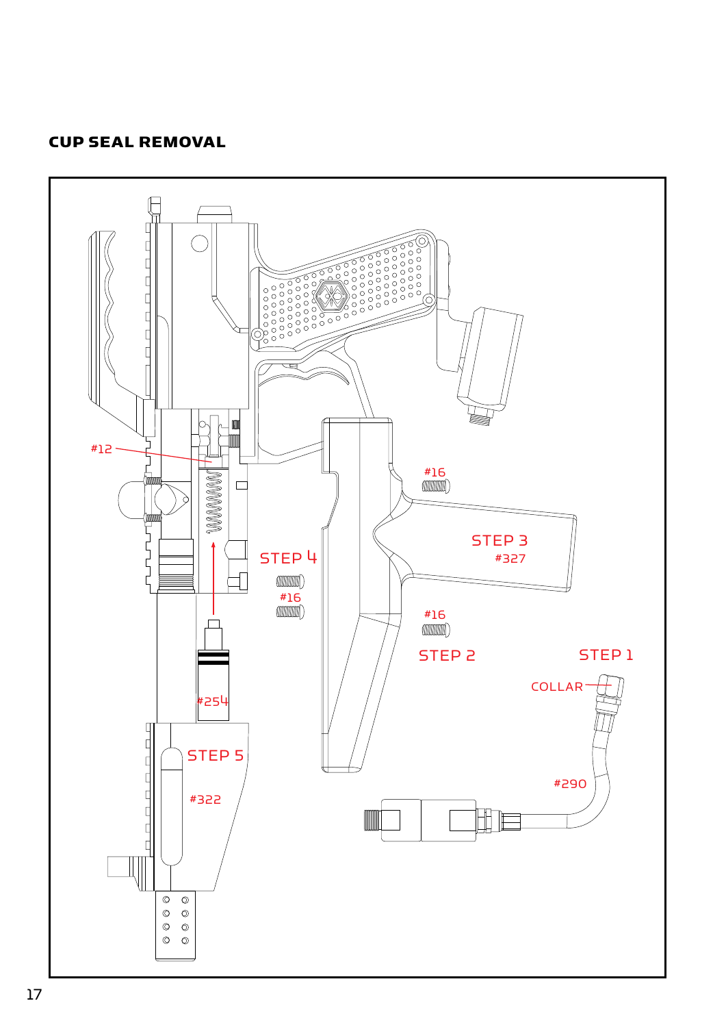## CUP SEAL REMOVAL

#12

#16

STEP 3

#327

STEP 4

#16

#16

STEP 2

STEP 1

COLLAR

#254

#290

STEP 5

#322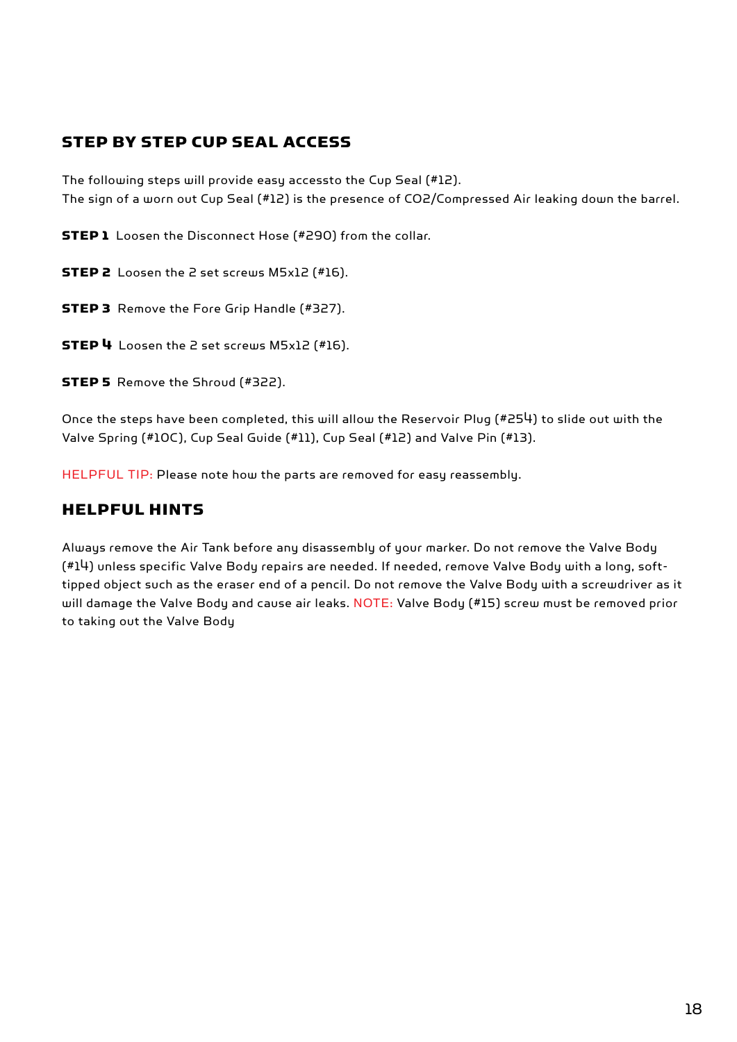## STEP BY STEP CUP SEAL ACCESS

The following steps will provide easy accessto the Cup Seal (#12).
The sign of a worn out Cup Seal (#12) is the presence of CO2/Compressed Air leaking down the barrel.

**STEP 1** Loosen the Disconnect Hose (#290) from the collar.

**STEP 2** Loosen the 2 set screws M5x12 (#16).

**STEP 3** Remove the Fore Grip Handle (#327).

**STEP 4** Loosen the 2 set screws M5x12 (#16).

**STEP 5** Remove the Shroud (#322).

Once the steps have been completed, this will allow the Reservoir Plug (#254) to slide out with the Valve Spring (#10C), Cup Seal Guide (#11), Cup Seal (#12) and Valve Pin (#13).

HELPFUL TIP: Please note how the parts are removed for easy reassembly.

## HELPFUL HINTS

Always remove the Air Tank before any disassembly of your marker. Do not remove the Valve Body (#14) unless specific Valve Body repairs are needed. If needed, remove Valve Body with a long, soft-tipped object such as the eraser end of a pencil. Do not remove the Valve Body with a screwdriver as it will damage the Valve Body and cause air leaks. NOTE: Valve Body (#15) screw must be removed prior to taking out the Valve Body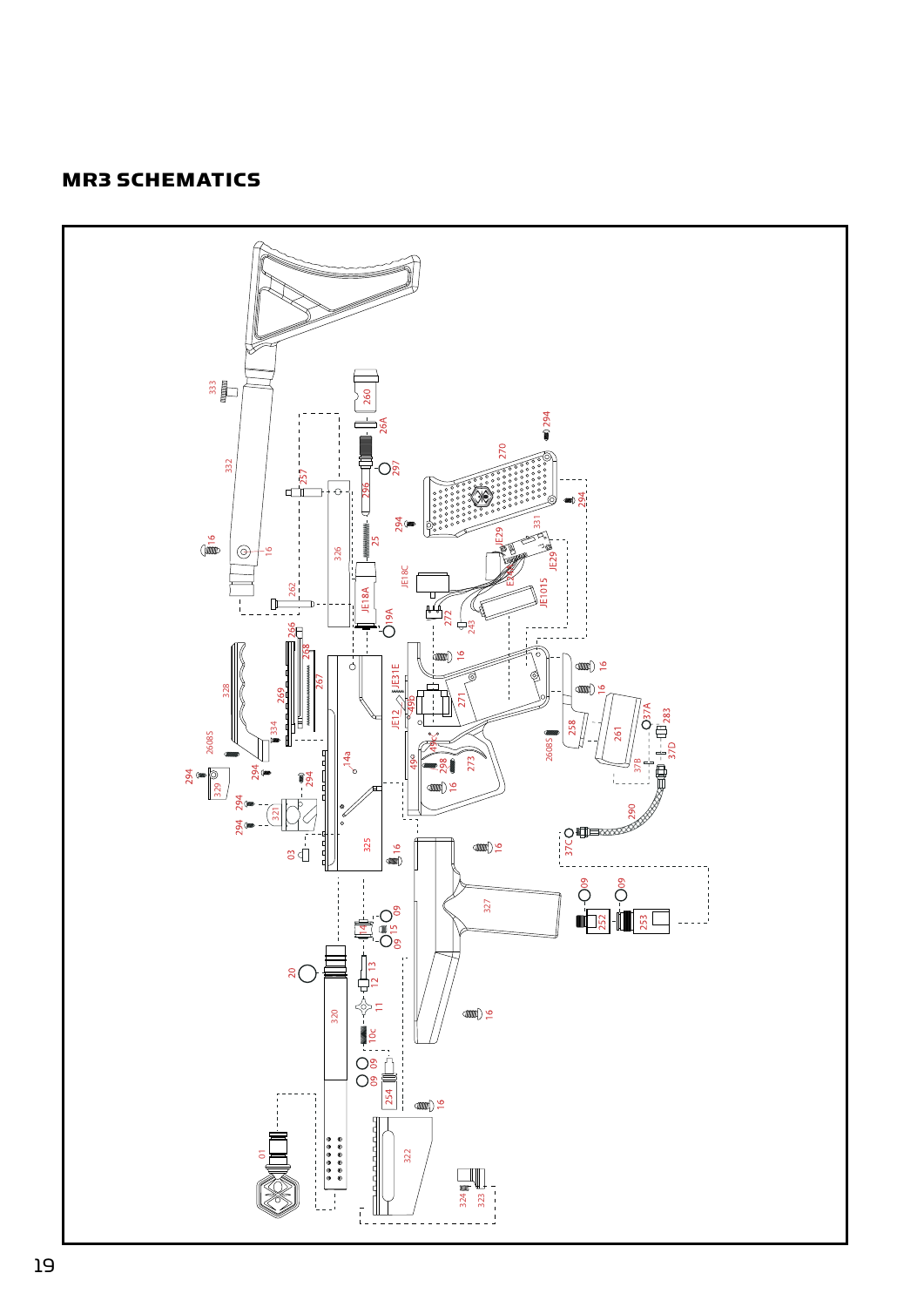# MR3 SCHEMATICS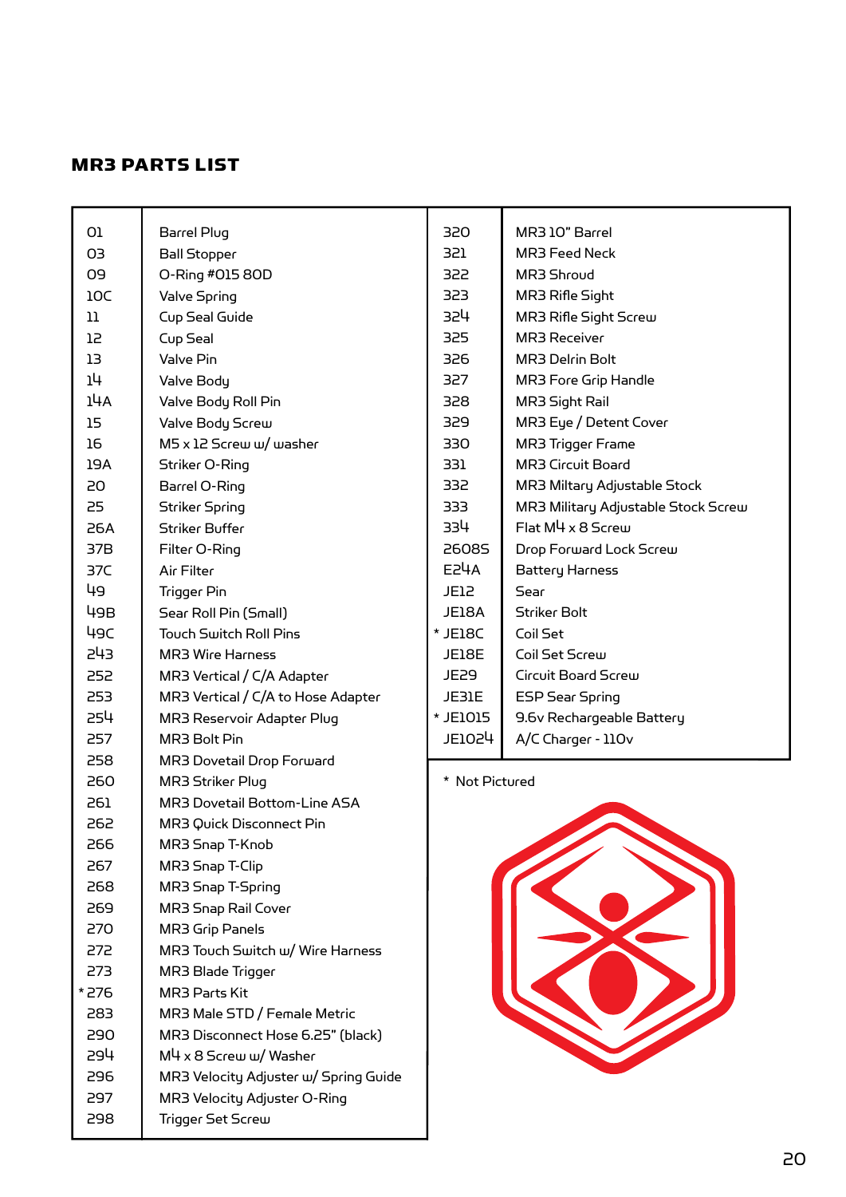## MR3 PARTS LIST

| | |
|---|---|
| 01 | Barrel Plug |
| 03 | Ball Stopper |
| 09 | O-Ring #015 80D |
| 10C | Valve Spring |
| 11 | Cup Seal Guide |
| 12 | Cup Seal |
| 13 | Valve Pin |
| 14 | Valve Body |
| 14A | Valve Body Roll Pin |
| 15 | Valve Body Screw |
| 16 | M5 x 12 Screw w/ washer |
| 19A | Striker O-Ring |
| 20 | Barrel O-Ring |
| 25 | Striker Spring |
| 26A | Striker Buffer |
| 37B | Filter O-Ring |
| 37C | Air Filter |
| 49 | Trigger Pin |
| 49B | Sear Roll Pin (Small) |
| 49C | Touch Switch Roll Pins |
| 243 | MR3 Wire Harness |
| 252 | MR3 Vertical / C/A Adapter |
| 253 | MR3 Vertical / C/A to Hose Adapter |
| 254 | MR3 Reservoir Adapter Plug |
| 257 | MR3 Bolt Pin |
| 258 | MR3 Dovetail Drop Forward |
| 260 | MR3 Striker Plug |
| 261 | MR3 Dovetail Bottom-Line ASA |
| 262 | MR3 Quick Disconnect Pin |
| 266 | MR3 Snap T-Knob |
| 267 | MR3 Snap T-Clip |
| 268 | MR3 Snap T-Spring |
| 269 | MR3 Snap Rail Cover |
| 270 | MR3 Grip Panels |
| 272 | MR3 Touch Switch w/ Wire Harness |
| 273 | MR3 Blade Trigger |
| * 276 | MR3 Parts Kit |
| 283 | MR3 Male STD / Female Metric |
| 290 | MR3 Disconnect Hose 6.25" (black) |
| 294 | M4 x 8 Screw w/ Washer |
| 296 | MR3 Velocity Adjuster w/ Spring Guide |
| 297 | MR3 Velocity Adjuster O-Ring |
| 298 | Trigger Set Screw |
| 320 | MR3 10" Barrel |
| 321 | MR3 Feed Neck |
| 322 | MR3 Shroud |
| 323 | MR3 Rifle Sight |
| 324 | MR3 Rifle Sight Screw |
| 325 | MR3 Receiver |
| 326 | MR3 Delrin Bolt |
| 327 | MR3 Fore Grip Handle |
| 328 | MR3 Sight Rail |
| 329 | MR3 Eye / Detent Cover |
| 330 | MR3 Trigger Frame |
| 331 | MR3 Circuit Board |
| 332 | MR3 Miltary Adjustable Stock |
| 333 | MR3 Military Adjustable Stock Screw |
| 334 | Flat M4 x 8 Screw |
| 26085 | Drop Forward Lock Screw |
| E24A | Battery Harness |
| JE12 | Sear |
| JE18A | Striker Bolt |
| * JE18C | Coil Set |
| JE18E | Coil Set Screw |
| JE29 | Circuit Board Screw |
| JE31E | ESP Sear Spring |
| * JE1015 | 9.6v Rechargeable Battery |
| JE1024 | A/C Charger - 110v |

* Not Pictured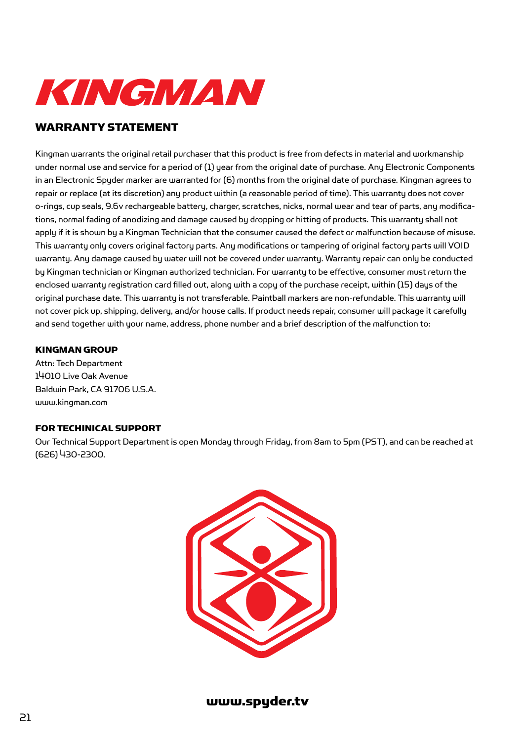# KINGMAN

## WARRANTY STATEMENT

Kingman warrants the original retail purchaser that this product is free from defects in material and workmanship under normal use and service for a period of (1) year from the original date of purchase. Any Electronic Components in an Electronic Spyder marker are warranted for (6) months from the original date of purchase. Kingman agrees to repair or replace (at its discretion) any product within (a reasonable period of time). This warranty does not cover o-rings, cup seals, 9.6v rechargeable battery, charger, scratches, nicks, normal wear and tear of parts, any modifications, normal fading of anodizing and damage caused by dropping or hitting of products. This warranty shall not apply if it is shown by a Kingman Technician that the consumer caused the defect or malfunction because of misuse. This warranty only covers original factory parts. Any modifications or tampering of original factory parts will VOID warranty. Any damage caused by water will not be covered under warranty. Warranty repair can only be conducted by Kingman technician or Kingman authorized technician. For warranty to be effective, consumer must return the enclosed warranty registration card filled out, along with a copy of the purchase receipt, within (15) days of the original purchase date. This warranty is not transferable. Paintball markers are non-refundable. This warranty will not cover pick up, shipping, delivery, and/or house calls. If product needs repair, consumer will package it carefully and send together with your name, address, phone number and a brief description of the malfunction to:

### KINGMAN GROUP

Attn: Tech Department
14010 Live Oak Avenue
Baldwin Park, CA 91706 U.S.A.
www.kingman.com

### FOR TECHINICAL SUPPORT

Our Technical Support Department is open Monday through Friday, from 8am to 5pm (PST), and can be reached at (626) 430-2300.

**www.spyder.tv**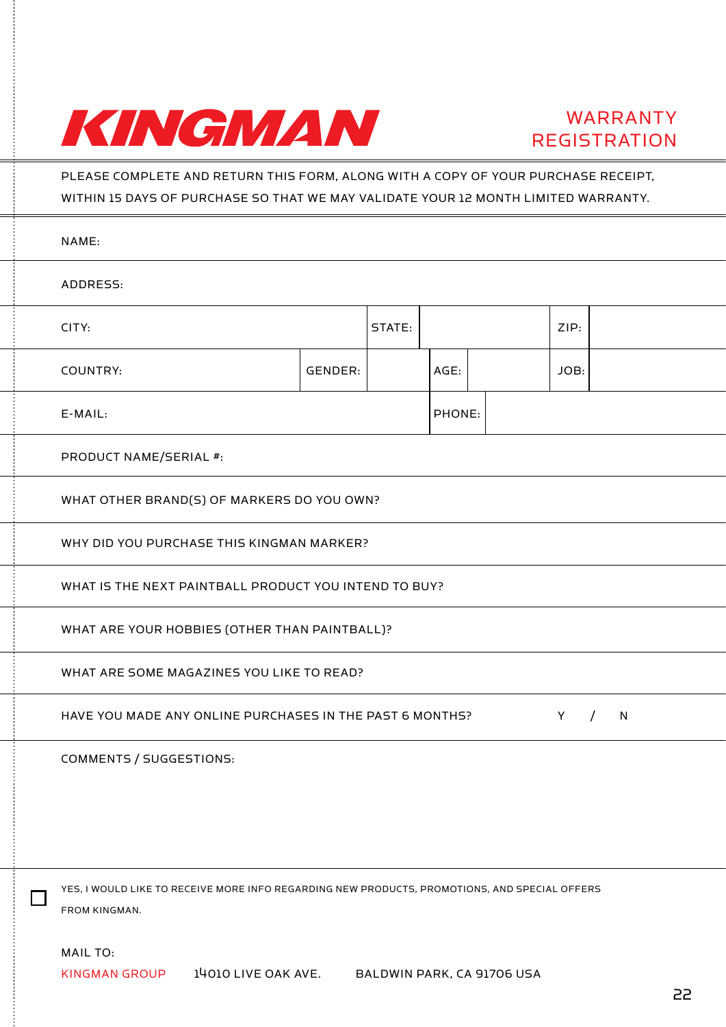# KINGMAN

## WARRANTY REGISTRATION

PLEASE COMPLETE AND RETURN THIS FORM, ALONG WITH A COPY OF YOUR PURCHASE RECEIPT, WITHIN 15 DAYS OF PURCHASE SO THAT WE MAY VALIDATE YOUR 12 MONTH LIMITED WARRANTY.

| | | | | | | |
|---|---|---|---|---|---|---|
| NAME: | | | | | | |
| ADDRESS: | | | | | | |
| CITY: | | STATE: | | | ZIP: | |
| COUNTRY: | GENDER: | | AGE: | | JOB: | |
| E-MAIL: | | | PHONE: | | | |
| PRODUCT NAME/SERIAL #: | | | | | | |
| WHAT OTHER BRAND(S) OF MARKERS DO YOU OWN? | | | | | | |
| WHY DID YOU PURCHASE THIS KINGMAN MARKER? | | | | | | |
| WHAT IS THE NEXT PAINTBALL PRODUCT YOU INTEND TO BUY? | | | | | | |
| WHAT ARE YOUR HOBBIES (OTHER THAN PAINTBALL)? | | | | | | |
| WHAT ARE SOME MAGAZINES YOU LIKE TO READ? | | | | | | |
| HAVE YOU MADE ANY ONLINE PURCHASES IN THE PAST 6 MONTHS? | | | | | Y / N | |
| COMMENTS / SUGGESTIONS: | | | | | | |

☐ YES, I WOULD LIKE TO RECEIVE MORE INFO REGARDING NEW PRODUCTS, PROMOTIONS, AND SPECIAL OFFERS FROM KINGMAN.

MAIL TO:

KINGMAN GROUP 14010 LIVE OAK AVE. BALDWIN PARK, CA 91706 USA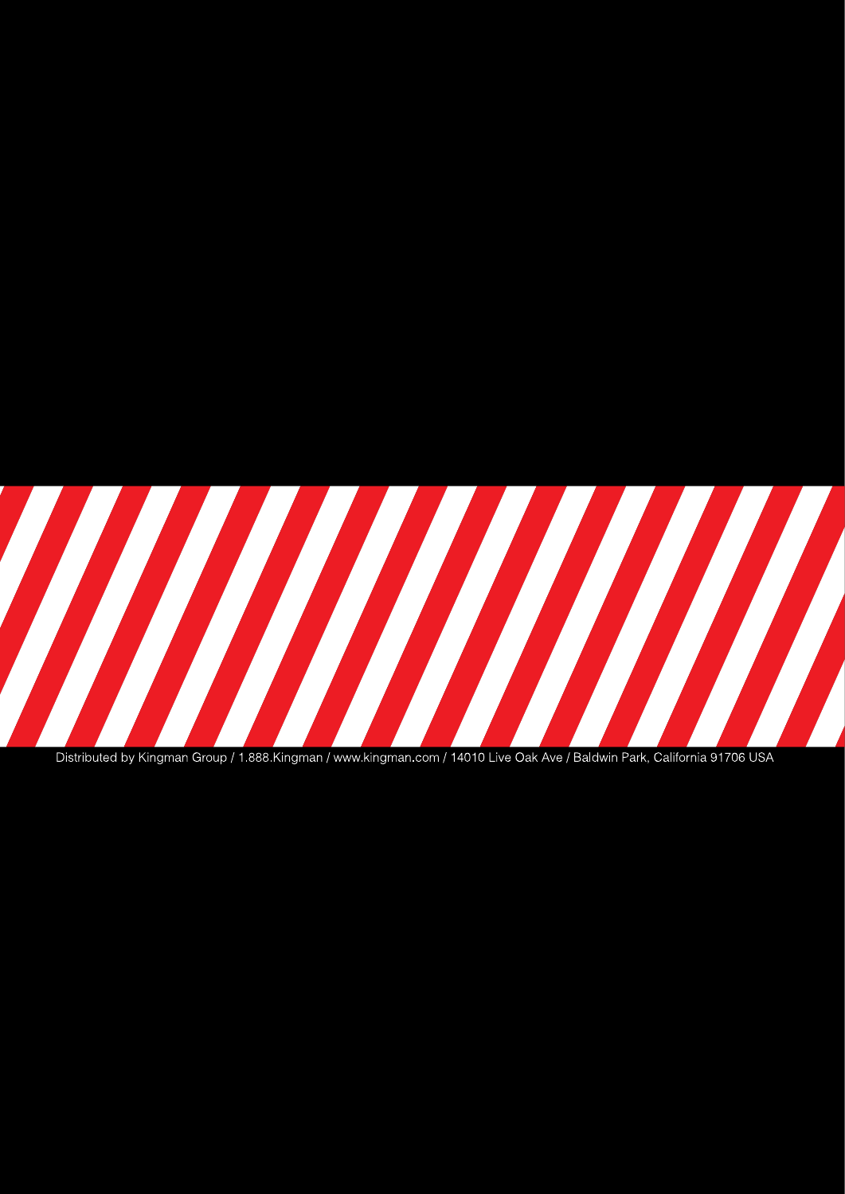Distributed by Kingman Group / 1.888.Kingman / www.kingman.com / 14010 Live Oak Ave / Baldwin Park, California 91706 USA